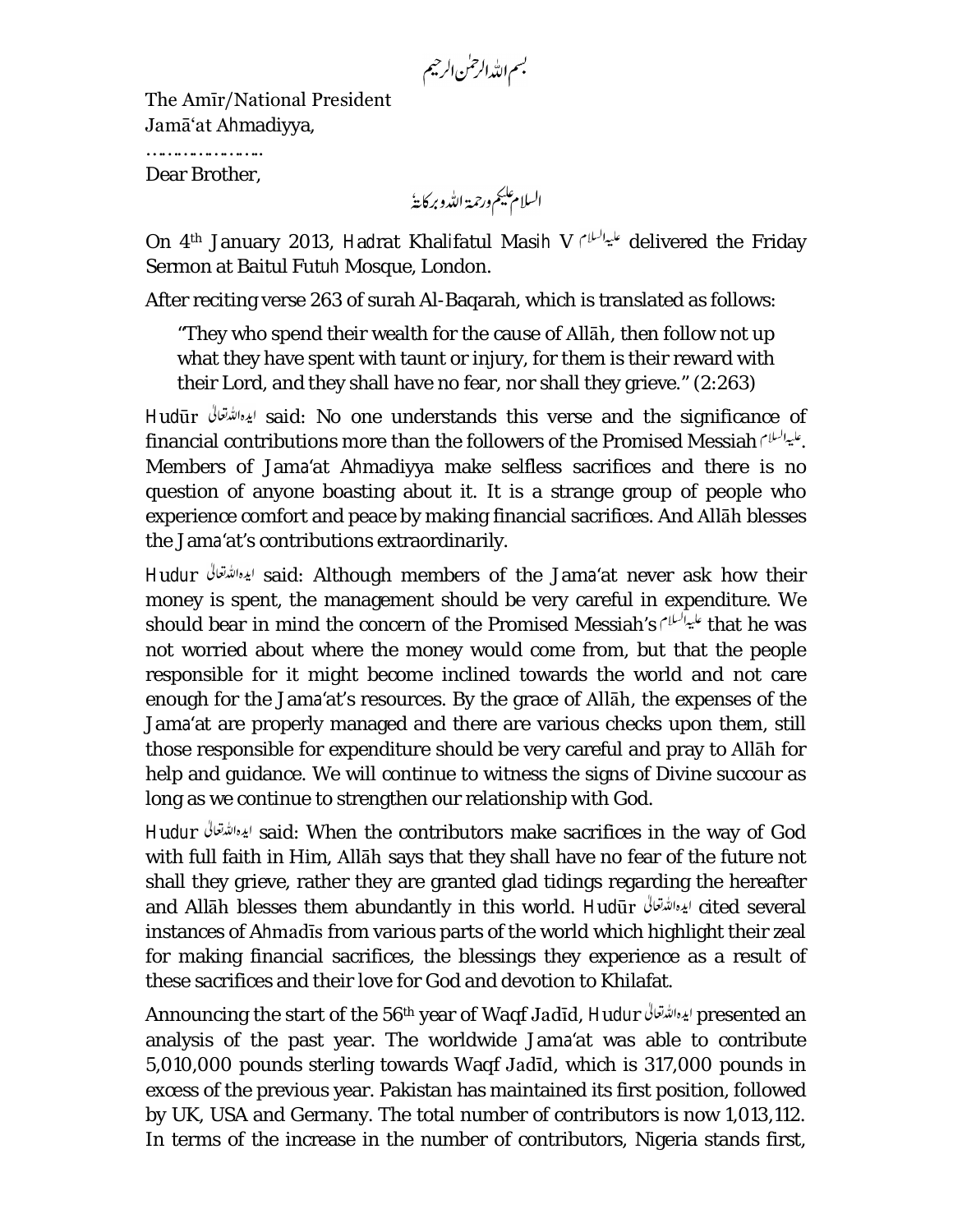بسم اللہ الرحمٰن الرحیم

The Amīr/National President
Jamā'at Ahmadiyya,
…………………..

Dear Brother,

السلام علیکم ورحمۃ اللہ وبرکاتہٗ

On 4th January 2013, Hadrat Khalifatul Masih V علیہ السلام delivered the Friday Sermon at Baitul Futuh Mosque, London.

After reciting verse 263 of surah Al-Baqarah, which is translated as follows:

> "They who spend their wealth for the cause of Allāh, then follow not up what they have spent with taunt or injury, for them is their reward with their Lord, and they shall have no fear, nor shall they grieve." (2:263)

Hudūr ایدہ اللہ تعالیٰ said: No one understands this verse and the significance of financial contributions more than the followers of the Promised Messiah علیہ السلام. Members of Jama'at Ahmadiyya make selfless sacrifices and there is no question of anyone boasting about it. It is a strange group of people who experience comfort and peace by making financial sacrifices. And Allāh blesses the Jama'at's contributions extraordinarily.

Hudur ایدہ اللہ تعالیٰ said: Although members of the Jama'at never ask how their money is spent, the management should be very careful in expenditure. We should bear in mind the concern of the Promised Messiah's علیہ السلام that he was not worried about where the money would come from, but that the people responsible for it might become inclined towards the world and not care enough for the Jama'at's resources. By the grace of Allāh, the expenses of the Jama'at are properly managed and there are various checks upon them, still those responsible for expenditure should be very careful and pray to Allāh for help and guidance. We will continue to witness the signs of Divine succour as long as we continue to strengthen our relationship with God.

Hudur ایدہ اللہ تعالیٰ said: When the contributors make sacrifices in the way of God with full faith in Him, Allāh says that they shall have no fear of the future not shall they grieve, rather they are granted glad tidings regarding the hereafter and Allāh blesses them abundantly in this world. Hudūr ایدہ اللہ تعالیٰ cited several instances of Ahmadīs from various parts of the world which highlight their zeal for making financial sacrifices, the blessings they experience as a result of these sacrifices and their love for God and devotion to Khilafat.

Announcing the start of the 56th year of Waqf Jadīd, Hudur ایدہ اللہ تعالیٰ presented an analysis of the past year. The worldwide Jama'at was able to contribute 5,010,000 pounds sterling towards Waqf Jadīd, which is 317,000 pounds in excess of the previous year. Pakistan has maintained its first position, followed by UK, USA and Germany. The total number of contributors is now 1,013,112. In terms of the increase in the number of contributors, Nigeria stands first,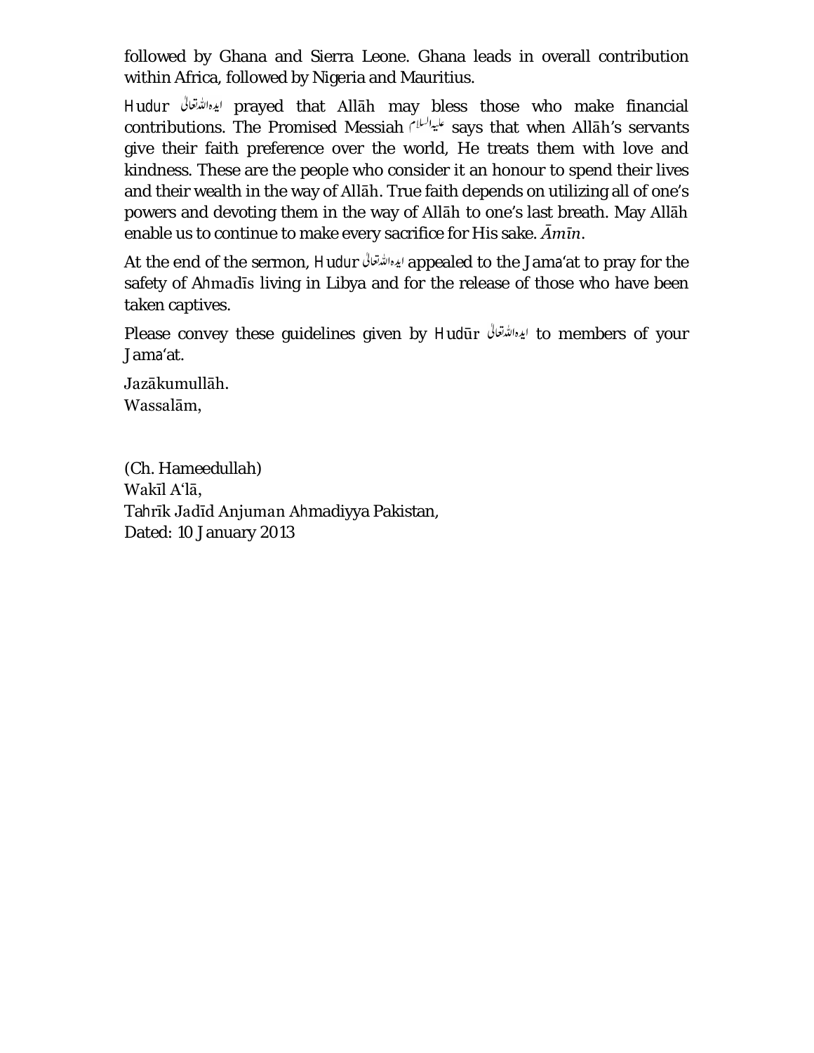followed by Ghana and Sierra Leone. Ghana leads in overall contribution within Africa, followed by Nigeria and Mauritius.

Hudur ایدہ اللہ تعالیٰ prayed that Allāh may bless those who make financial contributions. The Promised Messiah علیہ السلام says that when Allāh's servants give their faith preference over the world, He treats them with love and kindness. These are the people who consider it an honour to spend their lives and their wealth in the way of Allāh. True faith depends on utilizing all of one's powers and devoting them in the way of Allāh to one's last breath. May Allāh enable us to continue to make every sacrifice for His sake. *Āmīn*.

At the end of the sermon, Hudur ایدہ اللہ تعالیٰ appealed to the Jama'at to pray for the safety of Ahmadīs living in Libya and for the release of those who have been taken captives.

Please convey these guidelines given by Hudūr ایدہ اللہ تعالیٰ to members of your Jama'at.

Jazākumullāh.
Wassalām,

(Ch. Hameedullah)
Wakīl A'lā,
Tahrīk Jadīd Anjuman Ahmadiyya Pakistan,
Dated: 10 January 2013